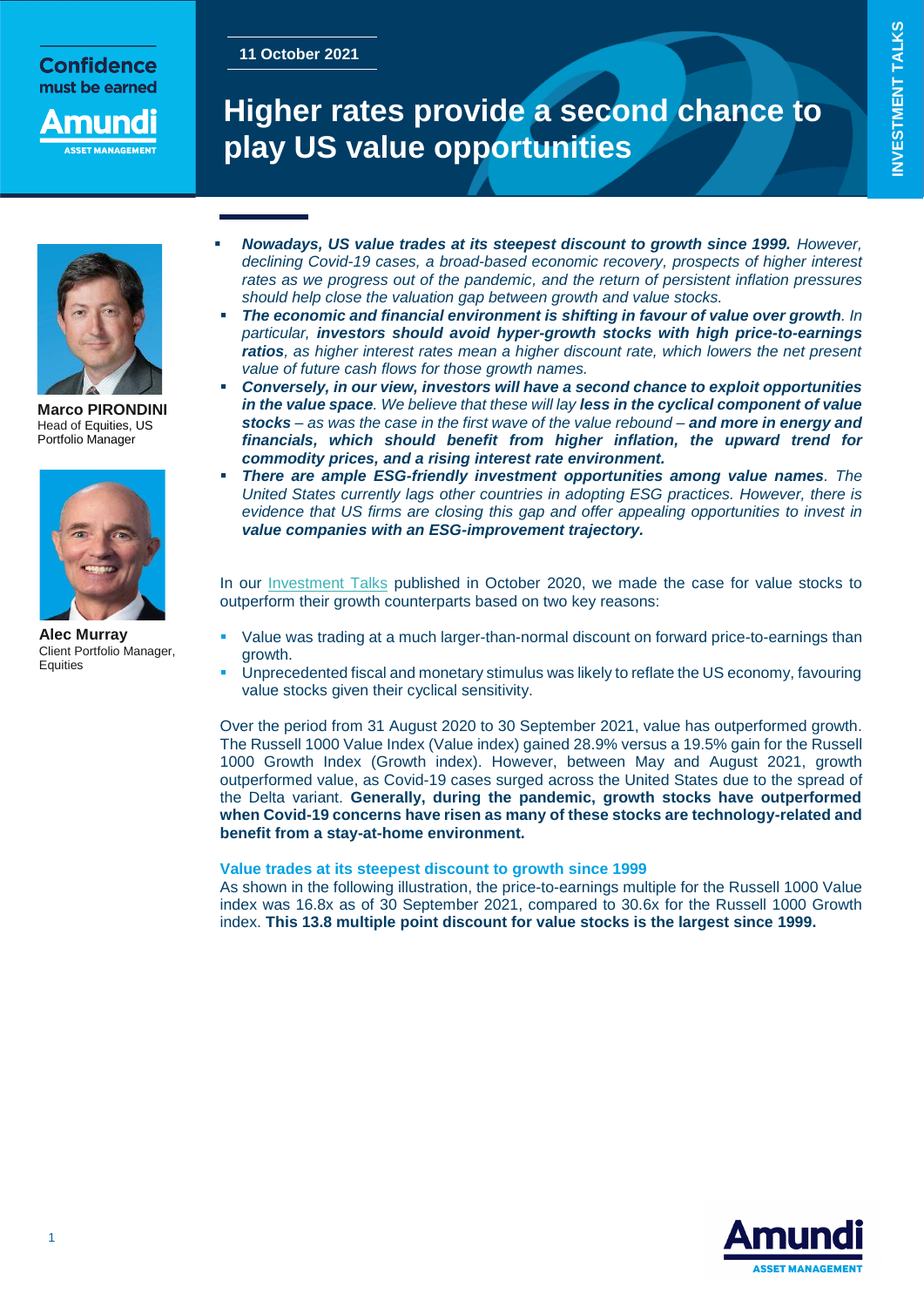11 October 2021

# Higher rates provide a second chance to play US value opportunities

**Marco PIRONDINI**
Head of Equities, US
Portfolio Manager

**Alec Murray**
Client Portfolio Manager, Equities

- ***Nowadays, US value trades at its steepest discount to growth since 1999.*** *However, declining Covid-19 cases, a broad-based economic recovery, prospects of higher interest rates as we progress out of the pandemic, and the return of persistent inflation pressures should help close the valuation gap between growth and value stocks.*
- ***The economic and financial environment is shifting in favour of value over growth****. In particular,* ***investors should avoid hyper-growth stocks with high price-to-earnings ratios****, as higher interest rates mean a higher discount rate, which lowers the net present value of future cash flows for those growth names.*
- ***Conversely, in our view, investors will have a second chance to exploit opportunities in the value space****. We believe that these will lay* ***less in the cyclical component of value stocks*** *– as was the case in the first wave of the value rebound –* ***and more in energy and financials, which should benefit from higher inflation, the upward trend for commodity prices, and a rising interest rate environment.***
- ***There are ample ESG-friendly investment opportunities among value names****. The United States currently lags other countries in adopting ESG practices. However, there is evidence that US firms are closing this gap and offer appealing opportunities to invest in* ***value companies with an ESG-improvement trajectory.***

In our Investment Talks published in October 2020, we made the case for value stocks to outperform their growth counterparts based on two key reasons:

- Value was trading at a much larger-than-normal discount on forward price-to-earnings than growth.
- Unprecedented fiscal and monetary stimulus was likely to reflate the US economy, favouring value stocks given their cyclical sensitivity.

Over the period from 31 August 2020 to 30 September 2021, value has outperformed growth. The Russell 1000 Value Index (Value index) gained 28.9% versus a 19.5% gain for the Russell 1000 Growth Index (Growth index). However, between May and August 2021, growth outperformed value, as Covid-19 cases surged across the United States due to the spread of the Delta variant. **Generally, during the pandemic, growth stocks have outperformed when Covid-19 concerns have risen as many of these stocks are technology-related and benefit from a stay-at-home environment.**

### Value trades at its steepest discount to growth since 1999

As shown in the following illustration, the price-to-earnings multiple for the Russell 1000 Value index was 16.8x as of 30 September 2021, compared to 30.6x for the Russell 1000 Growth index. **This 13.8 multiple point discount for value stocks is the largest since 1999.**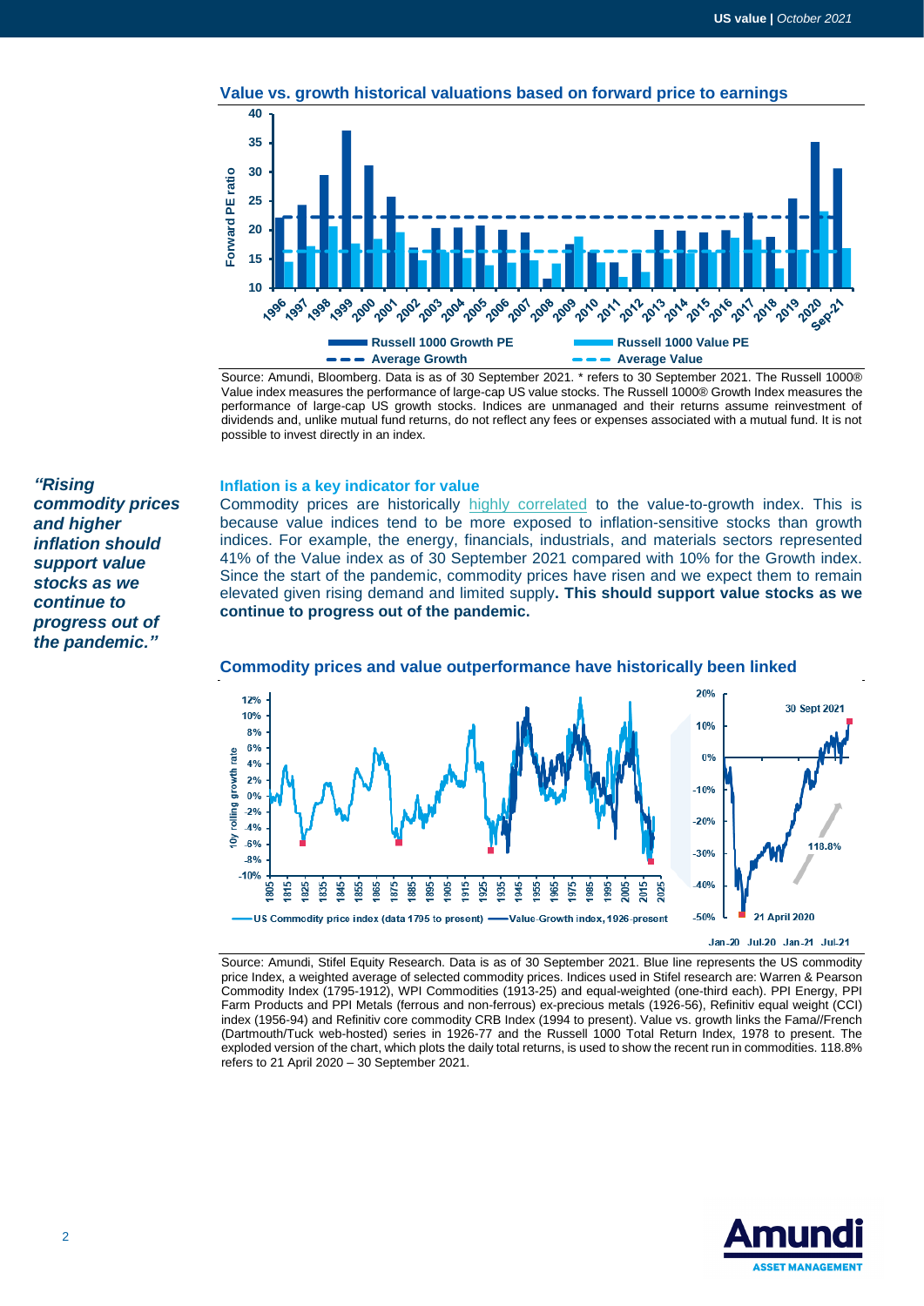### Value vs. growth historical valuations based on forward price to earnings

Source: Amundi, Bloomberg. Data is as of 30 September 2021. * refers to 30 September 2021. The Russell 1000® Value index measures the performance of large-cap US value stocks. The Russell 1000® Growth Index measures the performance of large-cap US growth stocks. Indices are unmanaged and their returns assume reinvestment of dividends and, unlike mutual fund returns, do not reflect any fees or expenses associated with a mutual fund. It is not possible to invest directly in an index.

*"Rising commodity prices and higher inflation should support value stocks as we continue to progress out of the pandemic."*

### Inflation is a key indicator for value

Commodity prices are historically highly correlated to the value-to-growth index. This is because value indices tend to be more exposed to inflation-sensitive stocks than growth indices. For example, the energy, financials, industrials, and materials sectors represented 41% of the Value index as of 30 September 2021 compared with 10% for the Growth index. Since the start of the pandemic, commodity prices have risen and we expect them to remain elevated given rising demand and limited supply**. This should support value stocks as we continue to progress out of the pandemic.**

### Commodity prices and value outperformance have historically been linked

Source: Amundi, Stifel Equity Research. Data is as of 30 September 2021. Blue line represents the US commodity price Index, a weighted average of selected commodity prices. Indices used in Stifel research are: Warren & Pearson Commodity Index (1795-1912), WPI Commodities (1913-25) and equal-weighted (one-third each). PPI Energy, PPI Farm Products and PPI Metals (ferrous and non-ferrous) ex-precious metals (1926-56), Refinitiv equal weight (CCI) index (1956-94) and Refinitiv core commodity CRB Index (1994 to present). Value vs. growth links the Fama//French (Dartmouth/Tuck web-hosted) series in 1926-77 and the Russell 1000 Total Return Index, 1978 to present. The exploded version of the chart, which plots the daily total returns, is used to show the recent run in commodities. 118.8% refers to 21 April 2020 – 30 September 2021.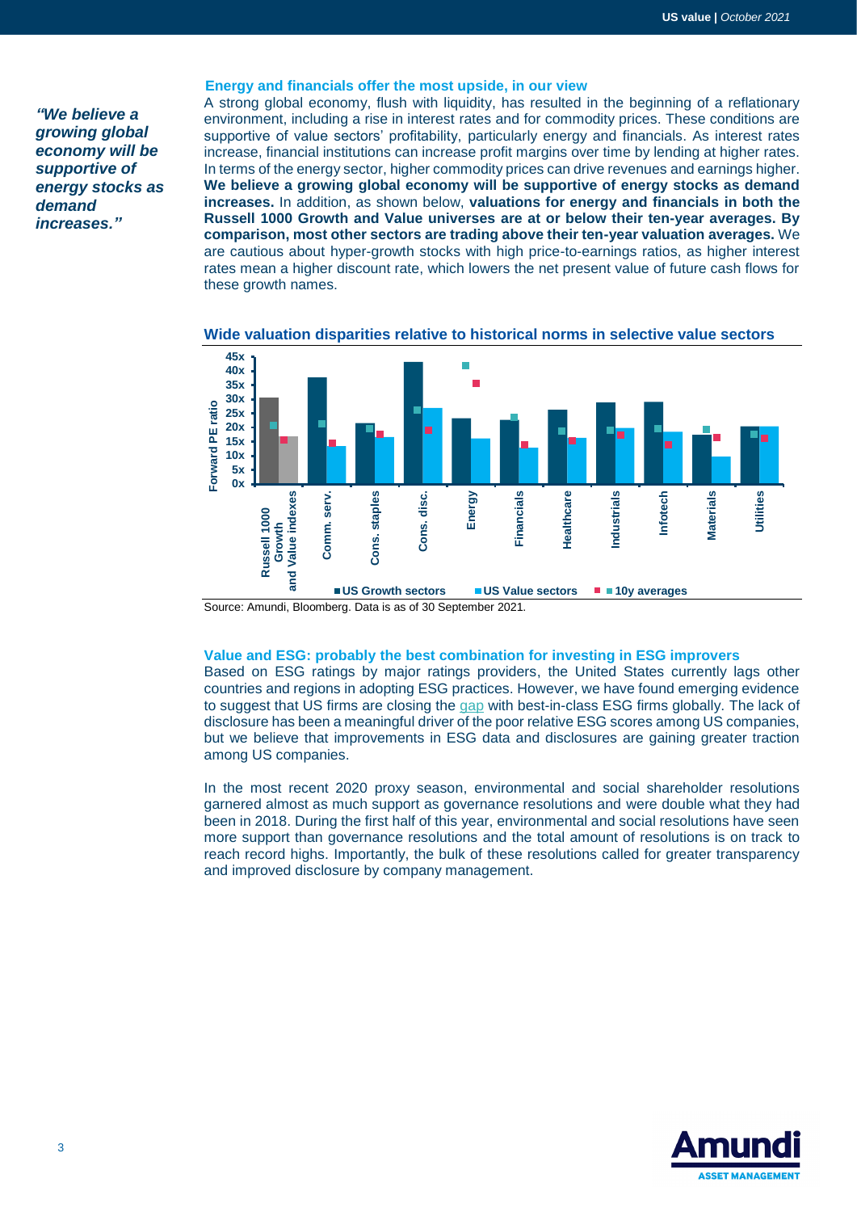*"We believe a growing global economy will be supportive of energy stocks as demand increases."*

### Energy and financials offer the most upside, in our view

A strong global economy, flush with liquidity, has resulted in the beginning of a reflationary environment, including a rise in interest rates and for commodity prices. These conditions are supportive of value sectors' profitability, particularly energy and financials. As interest rates increase, financial institutions can increase profit margins over time by lending at higher rates. In terms of the energy sector, higher commodity prices can drive revenues and earnings higher. **We believe a growing global economy will be supportive of energy stocks as demand increases.** In addition, as shown below, **valuations for energy and financials in both the Russell 1000 Growth and Value universes are at or below their ten-year averages. By comparison, most other sectors are trading above their ten-year valuation averages.** We are cautious about hyper-growth stocks with high price-to-earnings ratios, as higher interest rates mean a higher discount rate, which lowers the net present value of future cash flows for these growth names.

**Wide valuation disparities relative to historical norms in selective value sectors**

Forward PE ratio (0x–45x) by sector: Russell 1000 Growth and Value indexes, Comm. serv., Cons. staples, Cons. disc., Energy, Financials, Healthcare, Industrials, Infotech, Materials, Utilities

Legend: US Growth sectors | US Value sectors | 10y averages

Source: Amundi, Bloomberg. Data is as of 30 September 2021.

### Value and ESG: probably the best combination for investing in ESG improvers

Based on ESG ratings by major ratings providers, the United States currently lags other countries and regions in adopting ESG practices. However, we have found emerging evidence to suggest that US firms are closing the gap with best-in-class ESG firms globally. The lack of disclosure has been a meaningful driver of the poor relative ESG scores among US companies, but we believe that improvements in ESG data and disclosures are gaining greater traction among US companies.

In the most recent 2020 proxy season, environmental and social shareholder resolutions garnered almost as much support as governance resolutions and were double what they had been in 2018. During the first half of this year, environmental and social resolutions have seen more support than governance resolutions and the total amount of resolutions is on track to reach record highs. Importantly, the bulk of these resolutions called for greater transparency and improved disclosure by company management.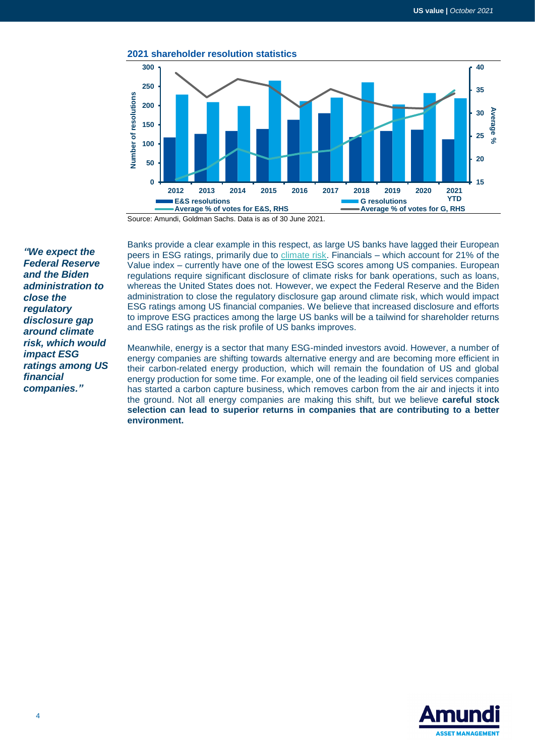**2021 shareholder resolution statistics**

Source: Amundi, Goldman Sachs. Data is as of 30 June 2021.

> ***"We expect the Federal Reserve and the Biden administration to close the regulatory disclosure gap around climate risk, which would impact ESG ratings among US financial companies."***

Banks provide a clear example in this respect, as large US banks have lagged their European peers in ESG ratings, primarily due to climate risk. Financials – which account for 21% of the Value index – currently have one of the lowest ESG scores among US companies. European regulations require significant disclosure of climate risks for bank operations, such as loans, whereas the United States does not. However, we expect the Federal Reserve and the Biden administration to close the regulatory disclosure gap around climate risk, which would impact ESG ratings among US financial companies. We believe that increased disclosure and efforts to improve ESG practices among the large US banks will be a tailwind for shareholder returns and ESG ratings as the risk profile of US banks improves.

Meanwhile, energy is a sector that many ESG-minded investors avoid. However, a number of energy companies are shifting towards alternative energy and are becoming more efficient in their carbon-related energy production, which will remain the foundation of US and global energy production for some time. For example, one of the leading oil field services companies has started a carbon capture business, which removes carbon from the air and injects it into the ground. Not all energy companies are making this shift, but we believe **careful stock selection can lead to superior returns in companies that are contributing to a better environment.**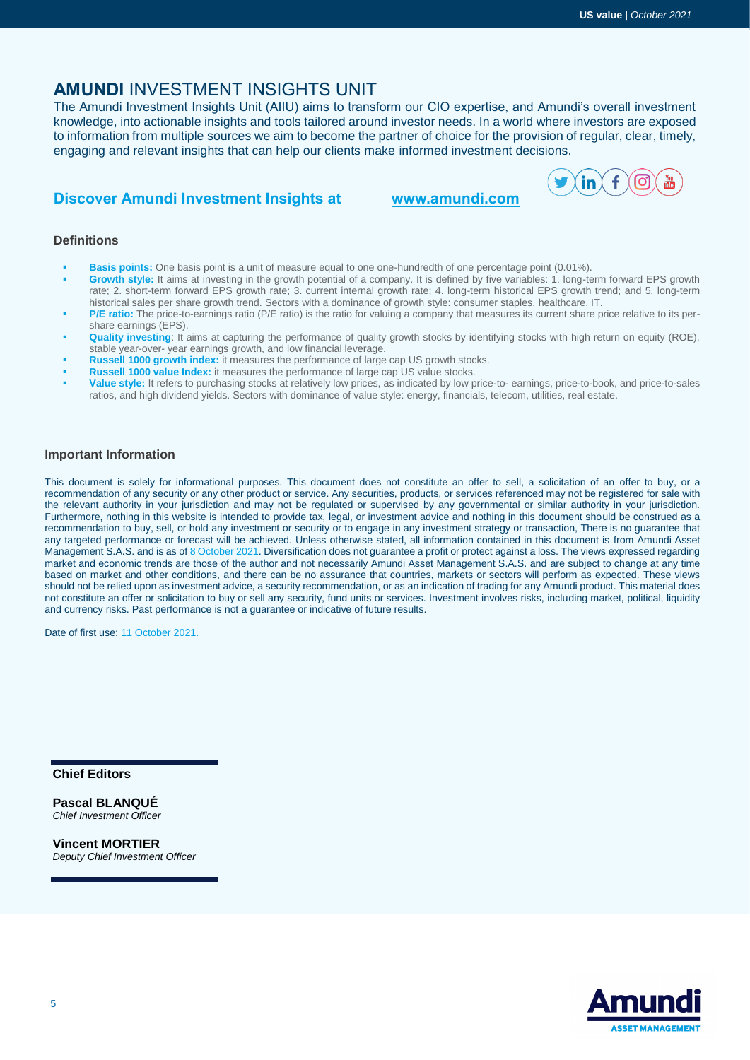# AMUNDI INVESTMENT INSIGHTS UNIT

The Amundi Investment Insights Unit (AIIU) aims to transform our CIO expertise, and Amundi's overall investment knowledge, into actionable insights and tools tailored around investor needs. In a world where investors are exposed to information from multiple sources we aim to become the partner of choice for the provision of regular, clear, timely, engaging and relevant insights that can help our clients make informed investment decisions.

**Discover Amundi Investment Insights at www.amundi.com**

### Definitions

- **Basis points:** One basis point is a unit of measure equal to one one-hundredth of one percentage point (0.01%).
- **Growth style:** It aims at investing in the growth potential of a company. It is defined by five variables: 1. long-term forward EPS growth rate; 2. short-term forward EPS growth rate; 3. current internal growth rate; 4. long-term historical EPS growth trend; and 5. long-term historical sales per share growth trend. Sectors with a dominance of growth style: consumer staples, healthcare, IT.
- **P/E ratio:** The price-to-earnings ratio (P/E ratio) is the ratio for valuing a company that measures its current share price relative to its per-share earnings (EPS).
- **Quality investing**: It aims at capturing the performance of quality growth stocks by identifying stocks with high return on equity (ROE), stable year-over- year earnings growth, and low financial leverage.
- **Russell 1000 growth index:** it measures the performance of large cap US growth stocks.
- **Russell 1000 value Index:** it measures the performance of large cap US value stocks.
- **Value style:** It refers to purchasing stocks at relatively low prices, as indicated by low price-to- earnings, price-to-book, and price-to-sales ratios, and high dividend yields. Sectors with dominance of value style: energy, financials, telecom, utilities, real estate.

### Important Information

This document is solely for informational purposes. This document does not constitute an offer to sell, a solicitation of an offer to buy, or a recommendation of any security or any other product or service. Any securities, products, or services referenced may not be registered for sale with the relevant authority in your jurisdiction and may not be regulated or supervised by any governmental or similar authority in your jurisdiction. Furthermore, nothing in this website is intended to provide tax, legal, or investment advice and nothing in this document should be construed as a recommendation to buy, sell, or hold any investment or security or to engage in any investment strategy or transaction, There is no guarantee that any targeted performance or forecast will be achieved. Unless otherwise stated, all information contained in this document is from Amundi Asset Management S.A.S. and is as of 8 October 2021. Diversification does not guarantee a profit or protect against a loss. The views expressed regarding market and economic trends are those of the author and not necessarily Amundi Asset Management S.A.S. and are subject to change at any time based on market and other conditions, and there can be no assurance that countries, markets or sectors will perform as expected. These views should not be relied upon as investment advice, a security recommendation, or as an indication of trading for any Amundi product. This material does not constitute an offer or solicitation to buy or sell any security, fund units or services. Investment involves risks, including market, political, liquidity and currency risks. Past performance is not a guarantee or indicative of future results.

Date of first use: 11 October 2021.

**Chief Editors**

**Pascal BLANQUÉ**
*Chief Investment Officer*

**Vincent MORTIER**
*Deputy Chief Investment Officer*

Amundi
ASSET MANAGEMENT